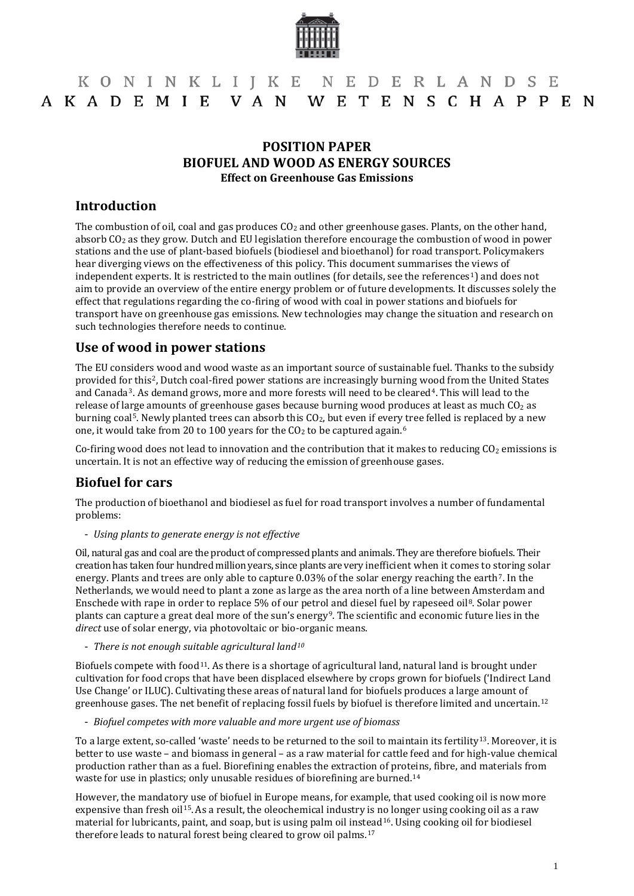KONINKLIJKE NEDERLANDSE AKADEMIE VAN WETENSCHAPPEN

# POSITION PAPER
# BIOFUEL AND WOOD AS ENERGY SOURCES
### Effect on Greenhouse Gas Emissions

## Introduction

The combustion of oil, coal and gas produces $CO_2$ and other greenhouse gases. Plants, on the other hand, absorb $CO_2$ as they grow. Dutch and EU legislation therefore encourage the combustion of wood in power stations and the use of plant-based biofuels (biodiesel and bioethanol) for road transport. Policymakers hear diverging views on the effectiveness of this policy. This document summarises the views of independent experts. It is restricted to the main outlines (for details, see the references[1]) and does not aim to provide an overview of the entire energy problem or of future developments. It discusses solely the effect that regulations regarding the co-firing of wood with coal in power stations and biofuels for transport have on greenhouse gas emissions. New technologies may change the situation and research on such technologies therefore needs to continue.

## Use of wood in power stations

The EU considers wood and wood waste as an important source of sustainable fuel. Thanks to the subsidy provided for this[2], Dutch coal-fired power stations are increasingly burning wood from the United States and Canada[3]. As demand grows, more and more forests will need to be cleared[4]. This will lead to the release of large amounts of greenhouse gases because burning wood produces at least as much $CO_2$ as burning coal[5]. Newly planted trees can absorb this $CO_2$, but even if every tree felled is replaced by a new one, it would take from 20 to 100 years for the $CO_2$ to be captured again.[6]

Co-firing wood does not lead to innovation and the contribution that it makes to reducing $CO_2$ emissions is uncertain. It is not an effective way of reducing the emission of greenhouse gases.

## Biofuel for cars

The production of bioethanol and biodiesel as fuel for road transport involves a number of fundamental problems:

- *Using plants to generate energy is not effective*

Oil, natural gas and coal are the product of compressed plants and animals. They are therefore biofuels. Their creation has taken four hundred million years, since plants are very inefficient when it comes to storing solar energy. Plants and trees are only able to capture 0.03% of the solar energy reaching the earth[7]. In the Netherlands, we would need to plant a zone as large as the area north of a line between Amsterdam and Enschede with rape in order to replace 5% of our petrol and diesel fuel by rapeseed oil[8]. Solar power plants can capture a great deal more of the sun's energy[9]. The scientific and economic future lies in the *direct* use of solar energy, via photovoltaic or bio-organic means.

- *There is not enough suitable agricultural land*[10]

Biofuels compete with food[11]. As there is a shortage of agricultural land, natural land is brought under cultivation for food crops that have been displaced elsewhere by crops grown for biofuels ('Indirect Land Use Change' or ILUC). Cultivating these areas of natural land for biofuels produces a large amount of greenhouse gases. The net benefit of replacing fossil fuels by biofuel is therefore limited and uncertain.[12]

- *Biofuel competes with more valuable and more urgent use of biomass*

To a large extent, so-called 'waste' needs to be returned to the soil to maintain its fertility[13]. Moreover, it is better to use waste – and biomass in general – as a raw material for cattle feed and for high-value chemical production rather than as a fuel. Biorefining enables the extraction of proteins, fibre, and materials from waste for use in plastics; only unusable residues of biorefining are burned.[14]

However, the mandatory use of biofuel in Europe means, for example, that used cooking oil is now more expensive than fresh oil[15]. As a result, the oleochemical industry is no longer using cooking oil as a raw material for lubricants, paint, and soap, but is using palm oil instead[16]. Using cooking oil for biodiesel therefore leads to natural forest being cleared to grow oil palms.[17]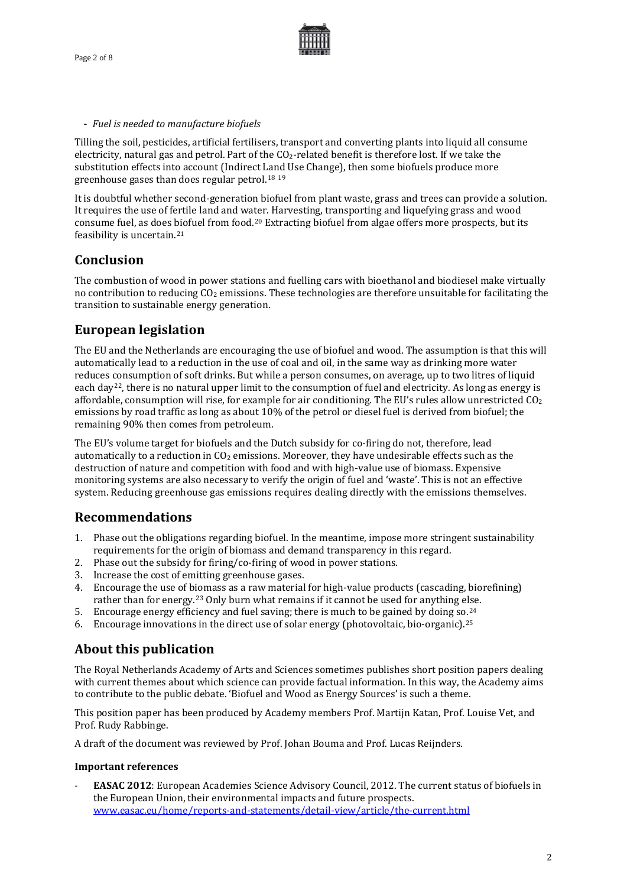- *Fuel is needed to manufacture biofuels*

Tilling the soil, pesticides, artificial fertilisers, transport and converting plants into liquid all consume electricity, natural gas and petrol. Part of the $CO_2$-related benefit is therefore lost. If we take the substitution effects into account (Indirect Land Use Change), then some biofuels produce more greenhouse gases than does regular petrol.[18 19]

It is doubtful whether second-generation biofuel from plant waste, grass and trees can provide a solution. It requires the use of fertile land and water. Harvesting, transporting and liquefying grass and wood consume fuel, as does biofuel from food.[20] Extracting biofuel from algae offers more prospects, but its feasibility is uncertain.[21]

## Conclusion

The combustion of wood in power stations and fuelling cars with bioethanol and biodiesel make virtually no contribution to reducing $CO_2$ emissions. These technologies are therefore unsuitable for facilitating the transition to sustainable energy generation.

## European legislation

The EU and the Netherlands are encouraging the use of biofuel and wood. The assumption is that this will automatically lead to a reduction in the use of coal and oil, in the same way as drinking more water reduces consumption of soft drinks. But while a person consumes, on average, up to two litres of liquid each day[22], there is no natural upper limit to the consumption of fuel and electricity. As long as energy is affordable, consumption will rise, for example for air conditioning. The EU's rules allow unrestricted $CO_2$ emissions by road traffic as long as about 10% of the petrol or diesel fuel is derived from biofuel; the remaining 90% then comes from petroleum.

The EU's volume target for biofuels and the Dutch subsidy for co-firing do not, therefore, lead automatically to a reduction in $CO_2$ emissions. Moreover, they have undesirable effects such as the destruction of nature and competition with food and with high-value use of biomass. Expensive monitoring systems are also necessary to verify the origin of fuel and 'waste'. This is not an effective system. Reducing greenhouse gas emissions requires dealing directly with the emissions themselves.

## Recommendations

1. Phase out the obligations regarding biofuel. In the meantime, impose more stringent sustainability requirements for the origin of biomass and demand transparency in this regard.
2. Phase out the subsidy for firing/co-firing of wood in power stations.
3. Increase the cost of emitting greenhouse gases.
4. Encourage the use of biomass as a raw material for high-value products (cascading, biorefining) rather than for energy.[23] Only burn what remains if it cannot be used for anything else.
5. Encourage energy efficiency and fuel saving; there is much to be gained by doing so.[24]
6. Encourage innovations in the direct use of solar energy (photovoltaic, bio-organic).[25]

## About this publication

The Royal Netherlands Academy of Arts and Sciences sometimes publishes short position papers dealing with current themes about which science can provide factual information. In this way, the Academy aims to contribute to the public debate. 'Biofuel and Wood as Energy Sources' is such a theme.

This position paper has been produced by Academy members Prof. Martijn Katan, Prof. Louise Vet, and Prof. Rudy Rabbinge.

A draft of the document was reviewed by Prof. Johan Bouma and Prof. Lucas Reijnders.

**Important references**

- **EASAC 2012**: European Academies Science Advisory Council, 2012. The current status of biofuels in the European Union, their environmental impacts and future prospects. www.easac.eu/home/reports-and-statements/detail-view/article/the-current.html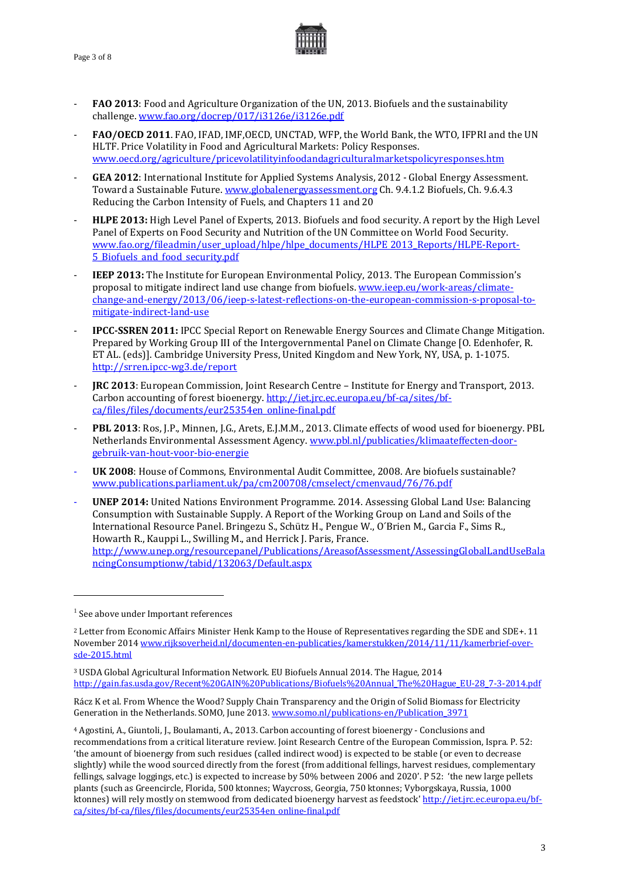- **FAO 2013**: Food and Agriculture Organization of the UN, 2013. Biofuels and the sustainability challenge. www.fao.org/docrep/017/i3126e/i3126e.pdf
- **FAO/OECD 2011**. FAO, IFAD, IMF,OECD, UNCTAD, WFP, the World Bank, the WTO, IFPRI and the UN HLTF. Price Volatility in Food and Agricultural Markets: Policy Responses. www.oecd.org/agriculture/pricevolatilityinfoodandagriculturalmarketspolicyresponses.htm
- **GEA 2012**: International Institute for Applied Systems Analysis, 2012 - Global Energy Assessment. Toward a Sustainable Future. www.globalenergyassessment.org Ch. 9.4.1.2 Biofuels, Ch. 9.6.4.3 Reducing the Carbon Intensity of Fuels, and Chapters 11 and 20
- **HLPE 2013:** High Level Panel of Experts, 2013. Biofuels and food security. A report by the High Level Panel of Experts on Food Security and Nutrition of the UN Committee on World Food Security. www.fao.org/fileadmin/user_upload/hlpe/hlpe_documents/HLPE 2013_Reports/HLPE-Report-5_Biofuels_and_food_security.pdf
- **IEEP 2013:** The Institute for European Environmental Policy, 2013. The European Commission's proposal to mitigate indirect land use change from biofuels. www.ieep.eu/work-areas/climate-change-and-energy/2013/06/ieep-s-latest-reflections-on-the-european-commission-s-proposal-to-mitigate-indirect-land-use
- **IPCC-SSREN 2011:** IPCC Special Report on Renewable Energy Sources and Climate Change Mitigation. Prepared by Working Group III of the Intergovernmental Panel on Climate Change [O. Edenhofer, R. ET AL. (eds)]. Cambridge University Press, United Kingdom and New York, NY, USA, p. 1-1075. http://srren.ipcc-wg3.de/report
- **JRC 2013**: European Commission, Joint Research Centre – Institute for Energy and Transport, 2013. Carbon accounting of forest bioenergy. http://iet.jrc.ec.europa.eu/bf-ca/sites/bf-ca/files/files/documents/eur25354en_online-final.pdf
- **PBL 2013**: Ros, J.P., Minnen, J.G., Arets, E.J.M.M., 2013. Climate effects of wood used for bioenergy. PBL Netherlands Environmental Assessment Agency. www.pbl.nl/publicaties/klimaateffecten-door-gebruik-van-hout-voor-bio-energie
- **UK 2008**: House of Commons, Environmental Audit Committee, 2008. Are biofuels sustainable? www.publications.parliament.uk/pa/cm200708/cmselect/cmenvaud/76/76.pdf
- **UNEP 2014:** United Nations Environment Programme. 2014. Assessing Global Land Use: Balancing Consumption with Sustainable Supply. A Report of the Working Group on Land and Soils of the International Resource Panel. Bringezu S., Schütz H., Pengue W., O´Brien M., Garcia F., Sims R., Howarth R., Kauppi L., Swilling M., and Herrick J. Paris, France. http://www.unep.org/resourcepanel/Publications/AreasofAssessment/AssessingGlobalLandUseBalancingConsumptionw/tabid/132063/Default.aspx

---

[1] See above under Important references

[2] Letter from Economic Affairs Minister Henk Kamp to the House of Representatives regarding the SDE and SDE+. 11 November 2014 www.rijksoverheid.nl/documenten-en-publicaties/kamerstukken/2014/11/11/kamerbrief-over-sde-2015.html

[3] USDA Global Agricultural Information Network. EU Biofuels Annual 2014. The Hague, 2014 http://gain.fas.usda.gov/Recent%20GAIN%20Publications/Biofuels%20Annual_The%20Hague_EU-28_7-3-2014.pdf

Rácz K et al. From Whence the Wood? Supply Chain Transparency and the Origin of Solid Biomass for Electricity Generation in the Netherlands. SOMO, June 2013. www.somo.nl/publications-en/Publication_3971

[4] Agostini, A., Giuntoli, J., Boulamanti, A., 2013. Carbon accounting of forest bioenergy - Conclusions and recommendations from a critical literature review. Joint Research Centre of the European Commission, Ispra. P. 52: 'the amount of bioenergy from such residues (called indirect wood) is expected to be stable (or even to decrease slightly) while the wood sourced directly from the forest (from additional fellings, harvest residues, complementary fellings, salvage loggings, etc.) is expected to increase by 50% between 2006 and 2020'. P 52: 'the new large pellets plants (such as Greencircle, Florida, 500 ktonnes; Waycross, Georgia, 750 ktonnes; Vyborgskaya, Russia, 1000 ktonnes) will rely mostly on stemwood from dedicated bioenergy harvest as feedstock' http://iet.jrc.ec.europa.eu/bf-ca/sites/bf-ca/files/files/documents/eur25354en_online-final.pdf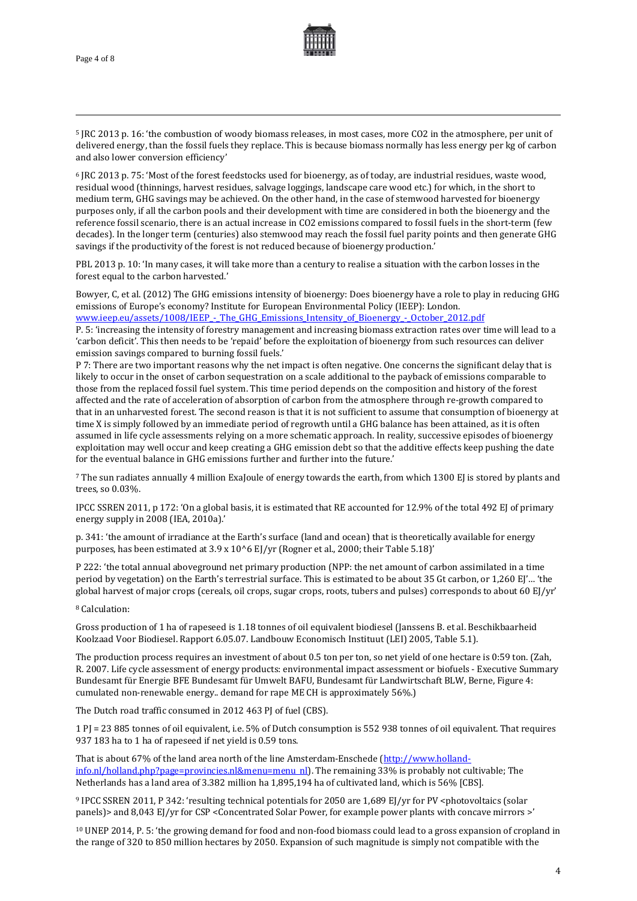[5] JRC 2013 p. 16: 'the combustion of woody biomass releases, in most cases, more CO2 in the atmosphere, per unit of delivered energy, than the fossil fuels they replace. This is because biomass normally has less energy per kg of carbon and also lower conversion efficiency'

[6] JRC 2013 p. 75: 'Most of the forest feedstocks used for bioenergy, as of today, are industrial residues, waste wood, residual wood (thinnings, harvest residues, salvage loggings, landscape care wood etc.) for which, in the short to medium term, GHG savings may be achieved. On the other hand, in the case of stemwood harvested for bioenergy purposes only, if all the carbon pools and their development with time are considered in both the bioenergy and the reference fossil scenario, there is an actual increase in CO2 emissions compared to fossil fuels in the short-term (few decades). In the longer term (centuries) also stemwood may reach the fossil fuel parity points and then generate GHG savings if the productivity of the forest is not reduced because of bioenergy production.'

PBL 2013 p. 10: 'In many cases, it will take more than a century to realise a situation with the carbon losses in the forest equal to the carbon harvested.'

Bowyer, C, et al. (2012) The GHG emissions intensity of bioenergy: Does bioenergy have a role to play in reducing GHG emissions of Europe's economy? Institute for European Environmental Policy (IEEP): London. www.ieep.eu/assets/1008/IEEP_-_The_GHG_Emissions_Intensity_of_Bioenergy_-_October_2012.pdf

P. 5: 'increasing the intensity of forestry management and increasing biomass extraction rates over time will lead to a 'carbon deficit'. This then needs to be 'repaid' before the exploitation of bioenergy from such resources can deliver emission savings compared to burning fossil fuels.'

P 7: There are two important reasons why the net impact is often negative. One concerns the significant delay that is likely to occur in the onset of carbon sequestration on a scale additional to the payback of emissions comparable to those from the replaced fossil fuel system. This time period depends on the composition and history of the forest affected and the rate of acceleration of absorption of carbon from the atmosphere through re-growth compared to that in an unharvested forest. The second reason is that it is not sufficient to assume that consumption of bioenergy at time X is simply followed by an immediate period of regrowth until a GHG balance has been attained, as it is often assumed in life cycle assessments relying on a more schematic approach. In reality, successive episodes of bioenergy exploitation may well occur and keep creating a GHG emission debt so that the additive effects keep pushing the date for the eventual balance in GHG emissions further and further into the future.'

[7] The sun radiates annually 4 million ExaJoule of energy towards the earth, from which 1300 EJ is stored by plants and trees, so 0.03%.

IPCC SSREN 2011, p 172: 'On a global basis, it is estimated that RE accounted for 12.9% of the total 492 EJ of primary energy supply in 2008 (IEA, 2010a).'

p. 341: 'the amount of irradiance at the Earth's surface (land and ocean) that is theoretically available for energy purposes, has been estimated at 3.9 x 10^6 EJ/yr (Rogner et al., 2000; their Table 5.18)'

P 222: 'the total annual aboveground net primary production (NPP: the net amount of carbon assimilated in a time period by vegetation) on the Earth's terrestrial surface. This is estimated to be about 35 Gt carbon, or 1,260 EJ'… 'the global harvest of major crops (cereals, oil crops, sugar crops, roots, tubers and pulses) corresponds to about 60 EJ/yr'

[8] Calculation:

Gross production of 1 ha of rapeseed is 1.18 tonnes of oil equivalent biodiesel (Janssens B. et al. Beschikbaarheid Koolzaad Voor Biodiesel. Rapport 6.05.07. Landbouw Economisch Instituut (LEI) 2005, Table 5.1).

The production process requires an investment of about 0.5 ton per ton, so net yield of one hectare is 0:59 ton. (Zah, R. 2007. Life cycle assessment of energy products: environmental impact assessment or biofuels - Executive Summary Bundesamt für Energie BFE Bundesamt für Umwelt BAFU, Bundesamt für Landwirtschaft BLW, Berne, Figure 4: cumulated non-renewable energy.. demand for rape ME CH is approximately 56%.)

The Dutch road traffic consumed in 2012 463 PJ of fuel (CBS).

1 PJ = 23 885 tonnes of oil equivalent, i.e. 5% of Dutch consumption is 552 938 tonnes of oil equivalent. That requires 937 183 ha to 1 ha of rapeseed if net yield is 0.59 tons.

That is about 67% of the land area north of the line Amsterdam-Enschede (http://www.holland-info.nl/holland.php?page=provincies.nl&menu=menu_nl). The remaining 33% is probably not cultivable; The Netherlands has a land area of 3.382 million ha 1,895,194 ha of cultivated land, which is 56% [CBS].

[9] IPCC SSREN 2011, P 342: 'resulting technical potentials for 2050 are 1,689 EJ/yr for PV <photovoltaics (solar panels)> and 8,043 EJ/yr for CSP <Concentrated Solar Power, for example power plants with concave mirrors >'

[10] UNEP 2014, P. 5: 'the growing demand for food and non-food biomass could lead to a gross expansion of cropland in the range of 320 to 850 million hectares by 2050. Expansion of such magnitude is simply not compatible with the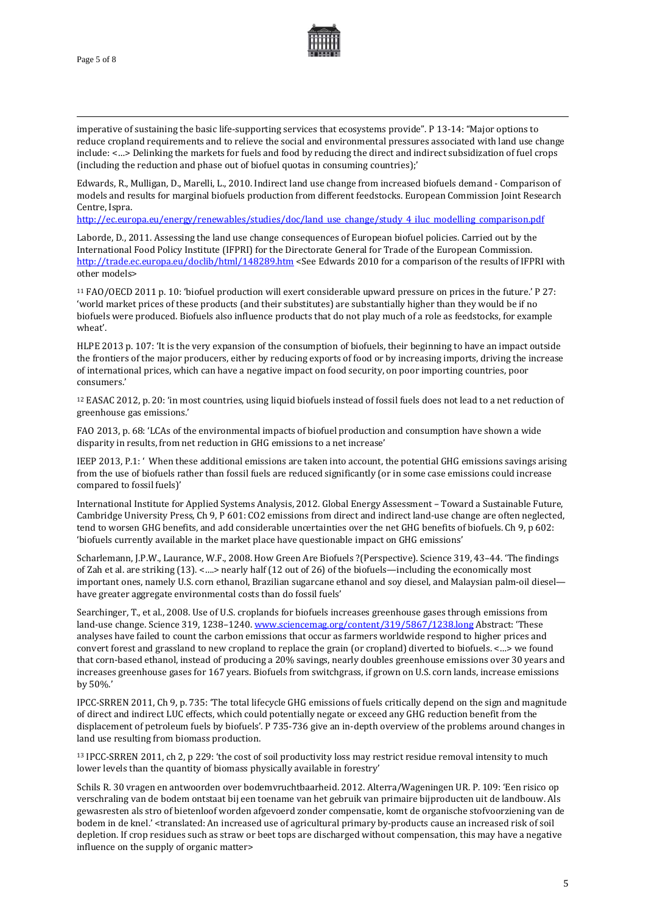imperative of sustaining the basic life-supporting services that ecosystems provide". P 13-14: "Major options to reduce cropland requirements and to relieve the social and environmental pressures associated with land use change include: <…> Delinking the markets for fuels and food by reducing the direct and indirect subsidization of fuel crops (including the reduction and phase out of biofuel quotas in consuming countries);'

Edwards, R., Mulligan, D., Marelli, L., 2010. Indirect land use change from increased biofuels demand - Comparison of models and results for marginal biofuels production from different feedstocks. European Commission Joint Research Centre, Ispra.
http://ec.europa.eu/energy/renewables/studies/doc/land_use_change/study_4_iluc_modelling_comparison.pdf

Laborde, D., 2011. Assessing the land use change consequences of European biofuel policies. Carried out by the International Food Policy Institute (IFPRI) for the Directorate General for Trade of the European Commission. http://trade.ec.europa.eu/doclib/html/148289.htm <See Edwards 2010 for a comparison of the results of IFPRI with other models>

[11] FAO/OECD 2011 p. 10: 'biofuel production will exert considerable upward pressure on prices in the future.' P 27: 'world market prices of these products (and their substitutes) are substantially higher than they would be if no biofuels were produced. Biofuels also influence products that do not play much of a role as feedstocks, for example wheat'.

HLPE 2013 p. 107: 'It is the very expansion of the consumption of biofuels, their beginning to have an impact outside the frontiers of the major producers, either by reducing exports of food or by increasing imports, driving the increase of international prices, which can have a negative impact on food security, on poor importing countries, poor consumers.'

[12] EASAC 2012, p. 20: 'in most countries, using liquid biofuels instead of fossil fuels does not lead to a net reduction of greenhouse gas emissions.'

FAO 2013, p. 68: 'LCAs of the environmental impacts of biofuel production and consumption have shown a wide disparity in results, from net reduction in GHG emissions to a net increase'

IEEP 2013, P.1: ' When these additional emissions are taken into account, the potential GHG emissions savings arising from the use of biofuels rather than fossil fuels are reduced significantly (or in some case emissions could increase compared to fossil fuels)'

International Institute for Applied Systems Analysis, 2012. Global Energy Assessment – Toward a Sustainable Future, Cambridge University Press, Ch 9, P 601: $CO_2$ emissions from direct and indirect land-use change are often neglected, tend to worsen GHG benefits, and add considerable uncertainties over the net GHG benefits of biofuels. Ch 9, p 602: 'biofuels currently available in the market place have questionable impact on GHG emissions'

Scharlemann, J.P.W., Laurance, W.F., 2008. How Green Are Biofuels ?(Perspective). Science 319, 43–44. 'The findings of Zah et al. are striking (13). <….> nearly half (12 out of 26) of the biofuels—including the economically most important ones, namely U.S. corn ethanol, Brazilian sugarcane ethanol and soy diesel, and Malaysian palm-oil diesel—have greater aggregate environmental costs than do fossil fuels'

Searchinger, T., et al., 2008. Use of U.S. croplands for biofuels increases greenhouse gases through emissions from land-use change. Science 319, 1238–1240. www.sciencemag.org/content/319/5867/1238.long Abstract: 'These analyses have failed to count the carbon emissions that occur as farmers worldwide respond to higher prices and convert forest and grassland to new cropland to replace the grain (or cropland) diverted to biofuels. <…> we found that corn-based ethanol, instead of producing a 20% savings, nearly doubles greenhouse emissions over 30 years and increases greenhouse gases for 167 years. Biofuels from switchgrass, if grown on U.S. corn lands, increase emissions by 50%.'

IPCC-SRREN 2011, Ch 9, p. 735: 'The total lifecycle GHG emissions of fuels critically depend on the sign and magnitude of direct and indirect LUC effects, which could potentially negate or exceed any GHG reduction benefit from the displacement of petroleum fuels by biofuels'. P 735-736 give an in-depth overview of the problems around changes in land use resulting from biomass production.

[13] IPCC-SRREN 2011, ch 2, p 229: 'the cost of soil productivity loss may restrict residue removal intensity to much lower levels than the quantity of biomass physically available in forestry'

Schils R. 30 vragen en antwoorden over bodemvruchtbaarheid. 2012. Alterra/Wageningen UR. P. 109: 'Een risico op verschraling van de bodem ontstaat bij een toename van het gebruik van primaire bijproducten uit de landbouw. Als gewasresten als stro of bietenloof worden afgevoerd zonder compensatie, komt de organische stofvoorziening van de bodem in de knel.' <translated: An increased use of agricultural primary by-products cause an increased risk of soil depletion. If crop residues such as straw or beet tops are discharged without compensation, this may have a negative influence on the supply of organic matter>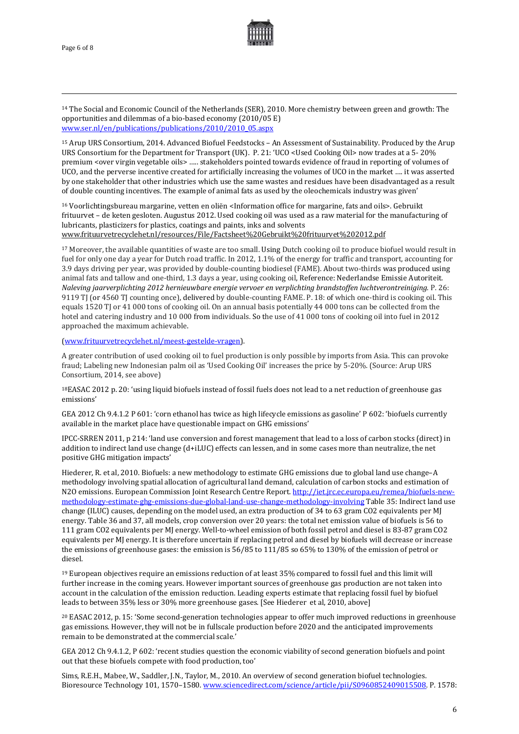[14] The Social and Economic Council of the Netherlands (SER), 2010. More chemistry between green and growth: The opportunities and dilemmas of a bio-based economy (2010/05 E) www.ser.nl/en/publications/publications/2010/2010_05.aspx

[15] Arup URS Consortium, 2014. Advanced Biofuel Feedstocks – An Assessment of Sustainability. Produced by the Arup URS Consortium for the Department for Transport (UK). P. 21: 'UCO <Used Cooking Oil> now trades at a 5- 20% premium <over virgin vegetable oils> ….. stakeholders pointed towards evidence of fraud in reporting of volumes of UCO, and the perverse incentive created for artificially increasing the volumes of UCO in the market …. it was asserted by one stakeholder that other industries which use the same wastes and residues have been disadvantaged as a result of double counting incentives. The example of animal fats as used by the oleochemicals industry was given'

[16] Voorlichtingsbureau margarine, vetten en oliën <Information office for margarine, fats and oils>. Gebruikt frituurvet – de keten gesloten. Augustus 2012. Used cooking oil was used as a raw material for the manufacturing of lubricants, plasticizers for plastics, coatings and paints, inks and solvents www.frituurvetrecyclehet.nl/resources/File/Factsheet%20Gebruikt%20frituurvet%202012.pdf

[17] Moreover, the available quantities of waste are too small. Using Dutch cooking oil to produce biofuel would result in fuel for only one day a year for Dutch road traffic. In 2012, 1.1% of the energy for traffic and transport, accounting for 3.9 days driving per year, was provided by double-counting biodiesel (FAME). About two-thirds was produced using animal fats and tallow and one-third, 1.3 days a year, using cooking oil, Reference: Nederlandse Emissie Autoriteit. *Naleving jaarverplichting 2012 hernieuwbare energie vervoer en verplichting brandstoffen luchtverontreiniging.* P. 26: 9119 TJ (or 4560 TJ counting once), delivered by double-counting FAME. P. 18: of which one-third is cooking oil. This equals 1520 TJ or 41 000 tons of cooking oil. On an annual basis potentially 44 000 tons can be collected from the hotel and catering industry and 10 000 from individuals. So the use of 41 000 tons of cooking oil into fuel in 2012 approached the maximum achievable.

(www.frituurvetrecyclehet.nl/meest-gestelde-vragen).

A greater contribution of used cooking oil to fuel production is only possible by imports from Asia. This can provoke fraud; Labeling new Indonesian palm oil as 'Used Cooking Oil' increases the price by 5-20%. (Source: Arup URS Consortium, 2014, see above)

[18] EASAC 2012 p. 20: 'using liquid biofuels instead of fossil fuels does not lead to a net reduction of greenhouse gas emissions'

GEA 2012 Ch 9.4.1.2 P 601: 'corn ethanol has twice as high lifecycle emissions as gasoline' P 602: 'biofuels currently available in the market place have questionable impact on GHG emissions'

IPCC-SRREN 2011, p 214: 'land use conversion and forest management that lead to a loss of carbon stocks (direct) in addition to indirect land use change (d+iLUC) effects can lessen, and in some cases more than neutralize, the net positive GHG mitigation impacts'

Hiederer, R. et al, 2010. Biofuels: a new methodology to estimate GHG emissions due to global land use change– A methodology involving spatial allocation of agricultural land demand, calculation of carbon stocks and estimation of N2O emissions. European Commission Joint Research Centre Report. http://iet.jrc.ec.europa.eu/remea/biofuels-new-methodology-estimate-ghg-emissions-due-global-land-use-change-methodology-involving Table 35: Indirect land use change (ILUC) causes, depending on the model used, an extra production of 34 to 63 gram CO2 equivalents per MJ energy. Table 36 and 37, all models, crop conversion over 20 years: the total net emission value of biofuels is 56 to 111 gram CO2 equivalents per MJ energy. Well-to-wheel emission of both fossil petrol and diesel is 83-87 gram CO2 equivalents per MJ energy. It is therefore uncertain if replacing petrol and diesel by biofuels will decrease or increase the emissions of greenhouse gases: the emission is 56/85 to 111/85 so 65% to 130% of the emission of petrol or diesel.

[19] European objectives require an emissions reduction of at least 35% compared to fossil fuel and this limit will further increase in the coming years. However important sources of greenhouse gas production are not taken into account in the calculation of the emission reduction. Leading experts estimate that replacing fossil fuel by biofuel leads to between 35% less or 30% more greenhouse gases. [See Hiederer et al, 2010, above]

[20] EASAC 2012, p. 15: 'Some second-generation technologies appear to offer much improved reductions in greenhouse gas emissions. However, they will not be in fullscale production before 2020 and the anticipated improvements remain to be demonstrated at the commercial scale.'

GEA 2012 Ch 9.4.1.2, P 602: 'recent studies question the economic viability of second generation biofuels and point out that these biofuels compete with food production, too'

Sims, R.E.H., Mabee, W., Saddler, J.N., Taylor, M., 2010. An overview of second generation biofuel technologies. Bioresource Technology 101, 1570–1580. www.sciencedirect.com/science/article/pii/S0960852409015508. P. 1578: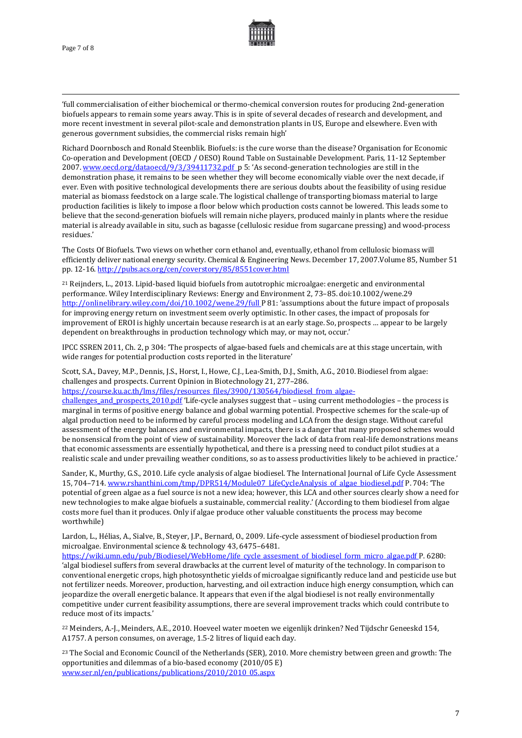'full commercialisation of either biochemical or thermo-chemical conversion routes for producing 2nd-generation biofuels appears to remain some years away. This is in spite of several decades of research and development, and more recent investment in several pilot-scale and demonstration plants in US, Europe and elsewhere. Even with generous government subsidies, the commercial risks remain high'

Richard Doornbosch and Ronald Steenblik. Biofuels: is the cure worse than the disease? Organisation for Economic Co-operation and Development (OECD / OESO) Round Table on Sustainable Development. Paris, 11-12 September 2007. www.oecd.org/dataoecd/9/3/39411732.pdf p 5: 'As second-generation technologies are still in the demonstration phase, it remains to be seen whether they will become economically viable over the next decade, if ever. Even with positive technological developments there are serious doubts about the feasibility of using residue material as biomass feedstock on a large scale. The logistical challenge of transporting biomass material to large production facilities is likely to impose a floor below which production costs cannot be lowered. This leads some to believe that the second-generation biofuels will remain niche players, produced mainly in plants where the residue material is already available in situ, such as bagasse (cellulosic residue from sugarcane pressing) and wood-process residues.'

The Costs Of Biofuels. Two views on whether corn ethanol and, eventually, ethanol from cellulosic biomass will efficiently deliver national energy security. Chemical & Engineering News. December 17, 2007.Volume 85, Number 51 pp. 12-16. http://pubs.acs.org/cen/coverstory/85/8551cover.html

[21] Reijnders, L., 2013. Lipid-based liquid biofuels from autotrophic microalgae: energetic and environmental performance. Wiley Interdisciplinary Reviews: Energy and Environment 2, 73–85. doi:10.1002/wene.29 http://onlinelibrary.wiley.com/doi/10.1002/wene.29/full P 81: 'assumptions about the future impact of proposals for improving energy return on investment seem overly optimistic. In other cases, the impact of proposals for improvement of EROI is highly uncertain because research is at an early stage. So, prospects … appear to be largely dependent on breakthroughs in production technology which may, or may not, occur.'

IPCC SSREN 2011, Ch. 2, p 304: 'The prospects of algae-based fuels and chemicals are at this stage uncertain, with wide ranges for potential production costs reported in the literature'

Scott, S.A., Davey, M.P., Dennis, J.S., Horst, I., Howe, C.J., Lea-Smith, D.J., Smith, A.G., 2010. Biodiesel from algae: challenges and prospects. Current Opinion in Biotechnology 21, 277–286. https://course.ku.ac.th/lms/files/resources_files/3900/130564/biodiesel_from_algae-challenges_and_prospects_2010.pdf 'Life-cycle analyses suggest that – using current methodologies – the process is marginal in terms of positive energy balance and global warming potential. Prospective schemes for the scale-up of algal production need to be informed by careful process modeling and LCA from the design stage. Without careful assessment of the energy balances and environmental impacts, there is a danger that many proposed schemes would be nonsensical from the point of view of sustainability. Moreover the lack of data from real-life demonstrations means that economic assessments are essentially hypothetical, and there is a pressing need to conduct pilot studies at a realistic scale and under prevailing weather conditions, so as to assess productivities likely to be achieved in practice.'

Sander, K., Murthy, G.S., 2010. Life cycle analysis of algae biodiesel. The International Journal of Life Cycle Assessment 15, 704–714. www.rshanthini.com/tmp/DPR514/Module07_LifeCycleAnalysis_of_algae_biodiesel.pdf P. 704: 'The potential of green algae as a fuel source is not a new idea; however, this LCA and other sources clearly show a need for new technologies to make algae biofuels a sustainable, commercial reality.' (According to them biodiesel from algae costs more fuel than it produces. Only if algae produce other valuable constituents the process may become worthwhile)

Lardon, L., Hélias, A., Sialve, B., Steyer, J.P., Bernard, O., 2009. Life-cycle assessment of biodiesel production from microalgae. Environmental science & technology 43, 6475–6481. https://wiki.umn.edu/pub/Biodiesel/WebHome/life_cycle_assesment_of_biodiesel_form_micro_algae.pdf P. 6280: 'algal biodiesel suffers from several drawbacks at the current level of maturity of the technology. In comparison to conventional energetic crops, high photosynthetic yields of microalgae significantly reduce land and pesticide use but not fertilizer needs. Moreover, production, harvesting, and oil extraction induce high energy consumption, which can jeopardize the overall energetic balance. It appears that even if the algal biodiesel is not really environmentally competitive under current feasibility assumptions, there are several improvement tracks which could contribute to reduce most of its impacts.'

[22] Meinders, A.-J., Meinders, A.E., 2010. Hoeveel water moeten we eigenlijk drinken? Ned Tijdschr Geneeskd 154, A1757. A person consumes, on average, 1.5-2 litres of liquid each day.

[23] The Social and Economic Council of the Netherlands (SER), 2010. More chemistry between green and growth: The opportunities and dilemmas of a bio-based economy (2010/05 E) www.ser.nl/en/publications/publications/2010/2010_05.aspx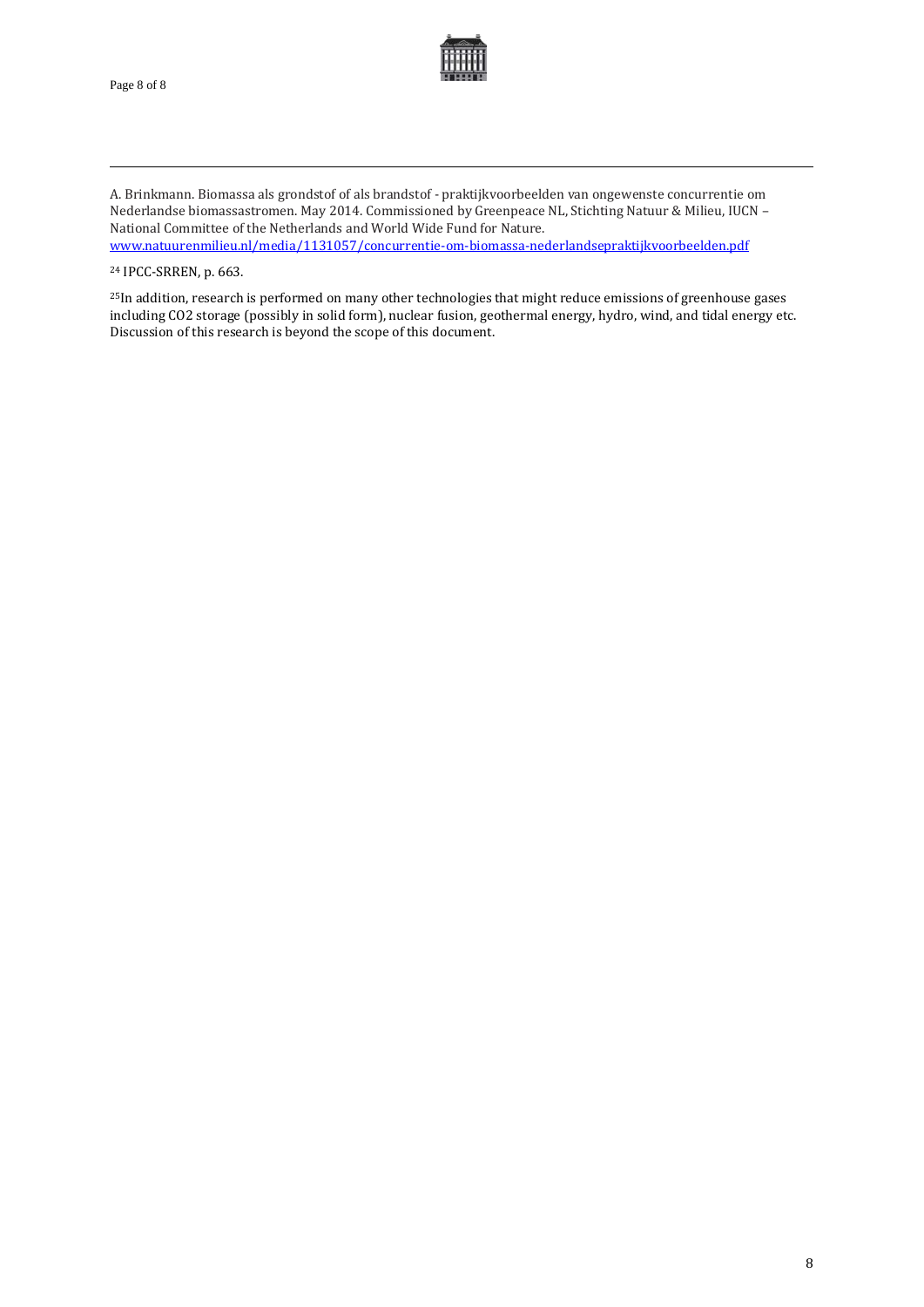A. Brinkmann. Biomassa als grondstof of als brandstof - praktijkvoorbeelden van ongewenste concurrentie om Nederlandse biomassastromen. May 2014. Commissioned by Greenpeace NL, Stichting Natuur & Milieu, IUCN – National Committee of the Netherlands and World Wide Fund for Nature. [www.natuurenmilieu.nl/media/1131057/concurrentie-om-biomassa-nederlandsepraktijkvoorbeelden.pdf](www.natuurenmilieu.nl/media/1131057/concurrentie-om-biomassa-nederlandsepraktijkvoorbeelden.pdf)

[24] IPCC-SRREN, p. 663.

[25] In addition, research is performed on many other technologies that might reduce emissions of greenhouse gases including $CO_2$ storage (possibly in solid form), nuclear fusion, geothermal energy, hydro, wind, and tidal energy etc. Discussion of this research is beyond the scope of this document.